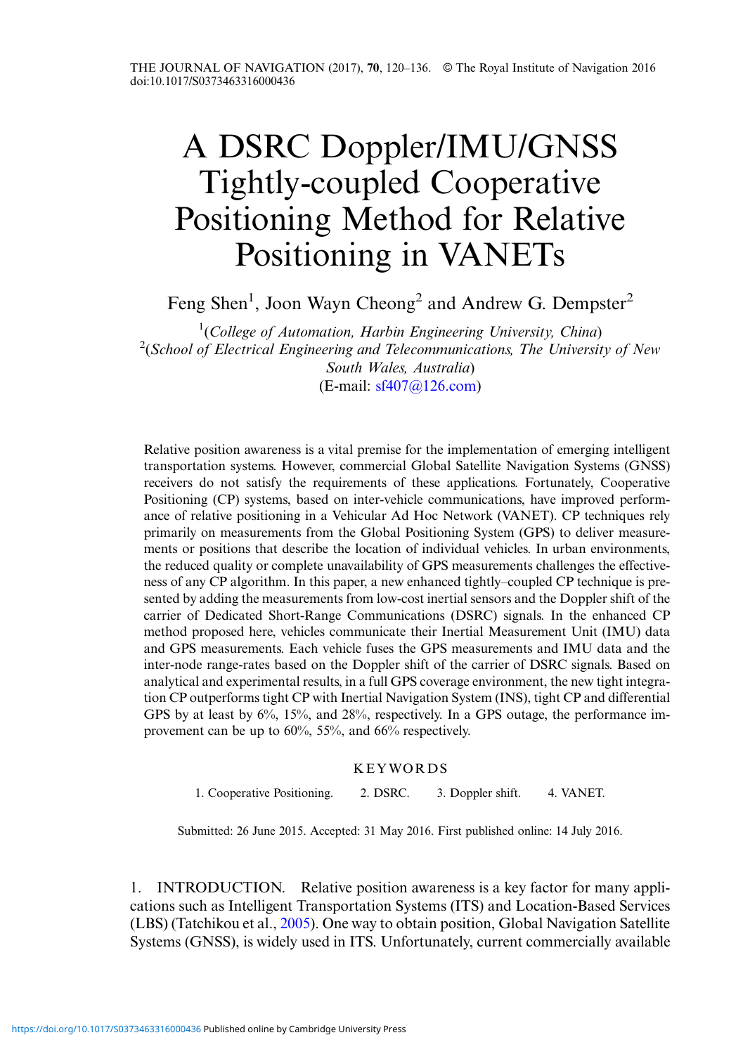# A DSRC Doppler/IMU/GNSS Tightly-coupled Cooperative Positioning Method for Relative Positioning in VANETs

Feng Shen[1], Joon Wayn Cheong[2] and Andrew G. Dempster[2]

[1](*College of Automation, Harbin Engineering University, China*)
[2](*School of Electrical Engineering and Telecommunications, The University of New South Wales, Australia*)
(E-mail: sf407@126.com)

Relative position awareness is a vital premise for the implementation of emerging intelligent transportation systems. However, commercial Global Satellite Navigation Systems (GNSS) receivers do not satisfy the requirements of these applications. Fortunately, Cooperative Positioning (CP) systems, based on inter-vehicle communications, have improved performance of relative positioning in a Vehicular Ad Hoc Network (VANET). CP techniques rely primarily on measurements from the Global Positioning System (GPS) to deliver measurements or positions that describe the location of individual vehicles. In urban environments, the reduced quality or complete unavailability of GPS measurements challenges the effectiveness of any CP algorithm. In this paper, a new enhanced tightly–coupled CP technique is presented by adding the measurements from low-cost inertial sensors and the Doppler shift of the carrier of Dedicated Short-Range Communications (DSRC) signals. In the enhanced CP method proposed here, vehicles communicate their Inertial Measurement Unit (IMU) data and GPS measurements. Each vehicle fuses the GPS measurements and IMU data and the inter-node range-rates based on the Doppler shift of the carrier of DSRC signals. Based on analytical and experimental results, in a full GPS coverage environment, the new tight integration CP outperforms tight CP with Inertial Navigation System (INS), tight CP and differential GPS by at least by 6%, 15%, and 28%, respectively. In a GPS outage, the performance improvement can be up to 60%, 55%, and 66% respectively.

## KEYWORDS

1. Cooperative Positioning. 2. DSRC. 3. Doppler shift. 4. VANET.

Submitted: 26 June 2015. Accepted: 31 May 2016. First published online: 14 July 2016.

## 1. INTRODUCTION.

Relative position awareness is a key factor for many applications such as Intelligent Transportation Systems (ITS) and Location-Based Services (LBS) (Tatchikou et al., 2005). One way to obtain position, Global Navigation Satellite Systems (GNSS), is widely used in ITS. Unfortunately, current commercially available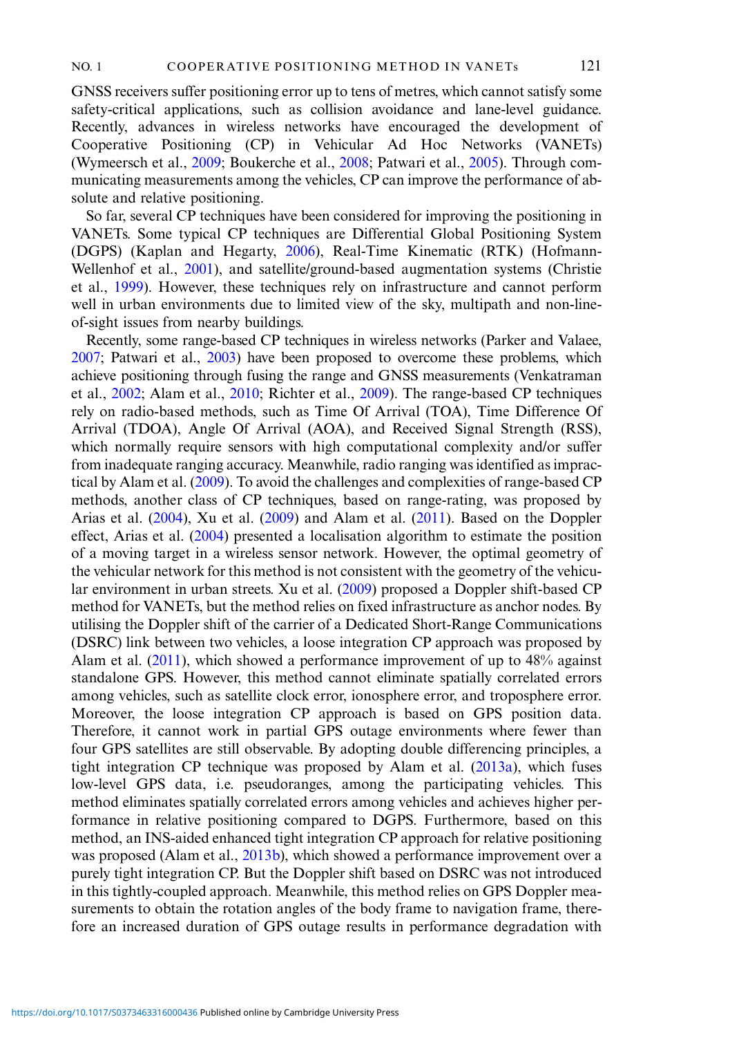GNSS receivers suffer positioning error up to tens of metres, which cannot satisfy some safety-critical applications, such as collision avoidance and lane-level guidance. Recently, advances in wireless networks have encouraged the development of Cooperative Positioning (CP) in Vehicular Ad Hoc Networks (VANETs) (Wymeersch et al., 2009; Boukerche et al., 2008; Patwari et al., 2005). Through communicating measurements among the vehicles, CP can improve the performance of absolute and relative positioning.

So far, several CP techniques have been considered for improving the positioning in VANETs. Some typical CP techniques are Differential Global Positioning System (DGPS) (Kaplan and Hegarty, 2006), Real-Time Kinematic (RTK) (Hofmann-Wellenhof et al., 2001), and satellite/ground-based augmentation systems (Christie et al., 1999). However, these techniques rely on infrastructure and cannot perform well in urban environments due to limited view of the sky, multipath and non-line-of-sight issues from nearby buildings.

Recently, some range-based CP techniques in wireless networks (Parker and Valaee, 2007; Patwari et al., 2003) have been proposed to overcome these problems, which achieve positioning through fusing the range and GNSS measurements (Venkatraman et al., 2002; Alam et al., 2010; Richter et al., 2009). The range-based CP techniques rely on radio-based methods, such as Time Of Arrival (TOA), Time Difference Of Arrival (TDOA), Angle Of Arrival (AOA), and Received Signal Strength (RSS), which normally require sensors with high computational complexity and/or suffer from inadequate ranging accuracy. Meanwhile, radio ranging was identified as impractical by Alam et al. (2009). To avoid the challenges and complexities of range-based CP methods, another class of CP techniques, based on range-rating, was proposed by Arias et al. (2004), Xu et al. (2009) and Alam et al. (2011). Based on the Doppler effect, Arias et al. (2004) presented a localisation algorithm to estimate the position of a moving target in a wireless sensor network. However, the optimal geometry of the vehicular network for this method is not consistent with the geometry of the vehicular environment in urban streets. Xu et al. (2009) proposed a Doppler shift-based CP method for VANETs, but the method relies on fixed infrastructure as anchor nodes. By utilising the Doppler shift of the carrier of a Dedicated Short-Range Communications (DSRC) link between two vehicles, a loose integration CP approach was proposed by Alam et al. (2011), which showed a performance improvement of up to 48% against standalone GPS. However, this method cannot eliminate spatially correlated errors among vehicles, such as satellite clock error, ionosphere error, and troposphere error. Moreover, the loose integration CP approach is based on GPS position data. Therefore, it cannot work in partial GPS outage environments where fewer than four GPS satellites are still observable. By adopting double differencing principles, a tight integration CP technique was proposed by Alam et al. (2013a), which fuses low-level GPS data, i.e. pseudoranges, among the participating vehicles. This method eliminates spatially correlated errors among vehicles and achieves higher performance in relative positioning compared to DGPS. Furthermore, based on this method, an INS-aided enhanced tight integration CP approach for relative positioning was proposed (Alam et al., 2013b), which showed a performance improvement over a purely tight integration CP. But the Doppler shift based on DSRC was not introduced in this tightly-coupled approach. Meanwhile, this method relies on GPS Doppler measurements to obtain the rotation angles of the body frame to navigation frame, therefore an increased duration of GPS outage results in performance degradation with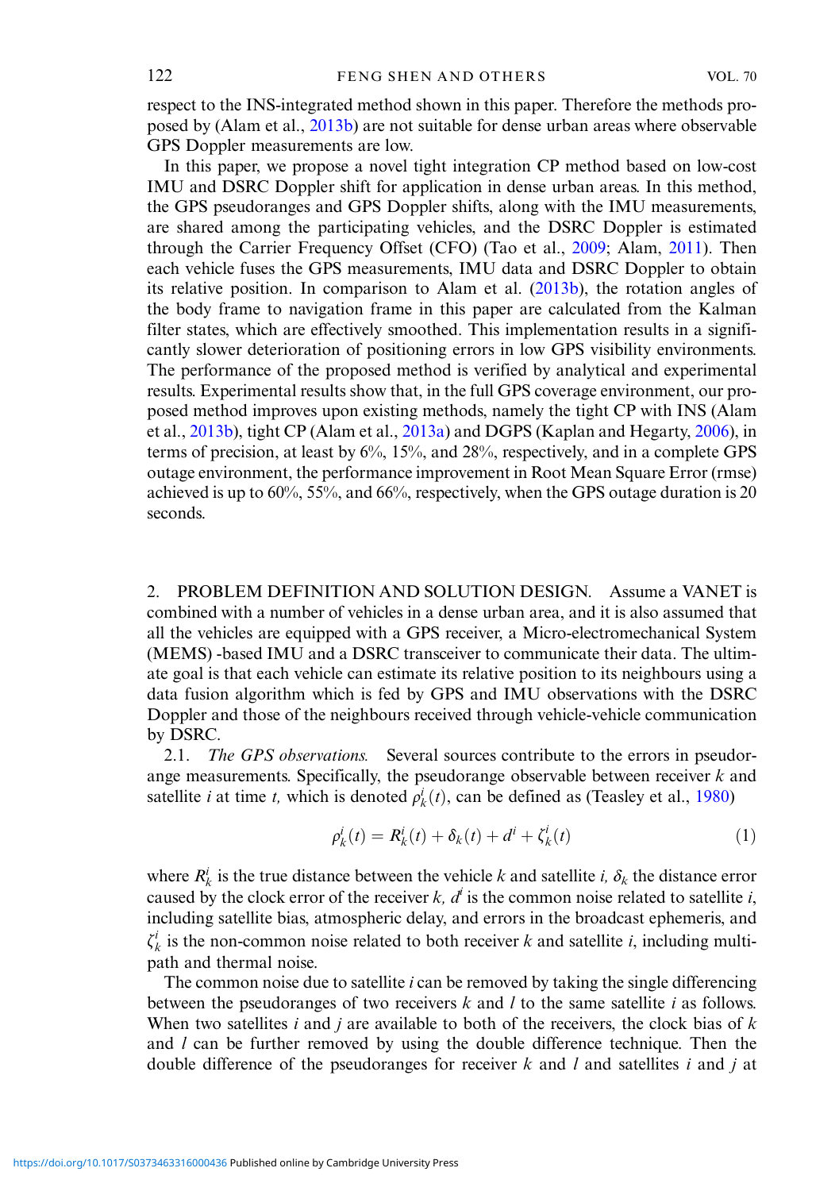respect to the INS-integrated method shown in this paper. Therefore the methods proposed by (Alam et al., 2013b) are not suitable for dense urban areas where observable GPS Doppler measurements are low.

In this paper, we propose a novel tight integration CP method based on low-cost IMU and DSRC Doppler shift for application in dense urban areas. In this method, the GPS pseudoranges and GPS Doppler shifts, along with the IMU measurements, are shared among the participating vehicles, and the DSRC Doppler is estimated through the Carrier Frequency Offset (CFO) (Tao et al., 2009; Alam, 2011). Then each vehicle fuses the GPS measurements, IMU data and DSRC Doppler to obtain its relative position. In comparison to Alam et al. (2013b), the rotation angles of the body frame to navigation frame in this paper are calculated from the Kalman filter states, which are effectively smoothed. This implementation results in a significantly slower deterioration of positioning errors in low GPS visibility environments. The performance of the proposed method is verified by analytical and experimental results. Experimental results show that, in the full GPS coverage environment, our proposed method improves upon existing methods, namely the tight CP with INS (Alam et al., 2013b), tight CP (Alam et al., 2013a) and DGPS (Kaplan and Hegarty, 2006), in terms of precision, at least by 6%, 15%, and 28%, respectively, and in a complete GPS outage environment, the performance improvement in Root Mean Square Error (rmse) achieved is up to 60%, 55%, and 66%, respectively, when the GPS outage duration is 20 seconds.

## 2. PROBLEM DEFINITION AND SOLUTION DESIGN.

Assume a VANET is combined with a number of vehicles in a dense urban area, and it is also assumed that all the vehicles are equipped with a GPS receiver, a Micro-electromechanical System (MEMS) -based IMU and a DSRC transceiver to communicate their data. The ultimate goal is that each vehicle can estimate its relative position to its neighbours using a data fusion algorithm which is fed by GPS and IMU observations with the DSRC Doppler and those of the neighbours received through vehicle-vehicle communication by DSRC.

### 2.1. *The GPS observations.*

Several sources contribute to the errors in pseudorange measurements. Specifically, the pseudorange observable between receiver $k$ and satellite $i$ at time $t$, which is denoted $\rho_k^i(t)$, can be defined as (Teasley et al., 1980)

$$\rho_k^i(t) = R_k^i(t) + \delta_k(t) + d^i + \zeta_k^i(t) \tag{1}$$

where $R_k^i$ is the true distance between the vehicle $k$ and satellite $i$, $\delta_k$ the distance error caused by the clock error of the receiver $k$, $d^i$ is the common noise related to satellite $i$, including satellite bias, atmospheric delay, and errors in the broadcast ephemeris, and $\zeta_k^i$ is the non-common noise related to both receiver $k$ and satellite $i$, including multipath and thermal noise.

The common noise due to satellite $i$ can be removed by taking the single differencing between the pseudoranges of two receivers $k$ and $l$ to the same satellite $i$ as follows. When two satellites $i$ and $j$ are available to both of the receivers, the clock bias of $k$ and $l$ can be further removed by using the double difference technique. Then the double difference of the pseudoranges for receiver $k$ and $l$ and satellites $i$ and $j$ at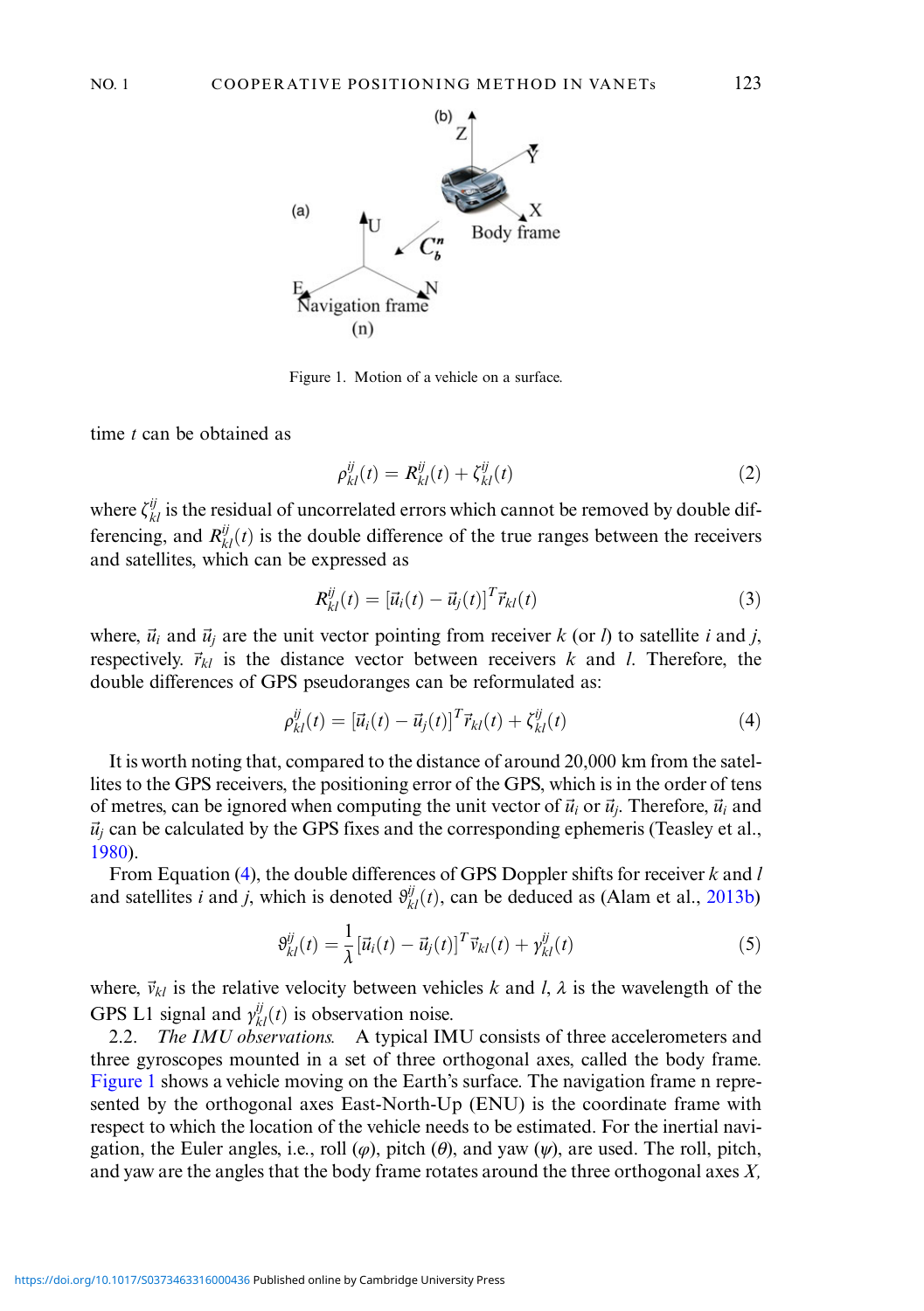Figure 1. Motion of a vehicle on a surface.

time $t$ can be obtained as

$$\rho_{kl}^{ij}(t) = R_{kl}^{ij}(t) + \zeta_{kl}^{ij}(t) \tag{2}$$

where $\zeta_{kl}^{ij}$ is the residual of uncorrelated errors which cannot be removed by double differencing, and $R_{kl}^{ij}(t)$ is the double difference of the true ranges between the receivers and satellites, which can be expressed as

$$R_{kl}^{ij}(t) = [\vec{u}_i(t) - \vec{u}_j(t)]^T \vec{r}_{kl}(t) \tag{3}$$

where, $\vec{u}_i$ and $\vec{u}_j$ are the unit vector pointing from receiver $k$ (or $l$) to satellite $i$ and $j$, respectively. $\vec{r}_{kl}$ is the distance vector between receivers $k$ and $l$. Therefore, the double differences of GPS pseudoranges can be reformulated as:

$$\rho_{kl}^{ij}(t) = [\vec{u}_i(t) - \vec{u}_j(t)]^T \vec{r}_{kl}(t) + \zeta_{kl}^{ij}(t) \tag{4}$$

It is worth noting that, compared to the distance of around 20,000 km from the satellites to the GPS receivers, the positioning error of the GPS, which is in the order of tens of metres, can be ignored when computing the unit vector of $\vec{u}_i$ or $\vec{u}_j$. Therefore, $\vec{u}_i$ and $\vec{u}_j$ can be calculated by the GPS fixes and the corresponding ephemeris (Teasley et al., 1980).

From Equation (4), the double differences of GPS Doppler shifts for receiver $k$ and $l$ and satellites $i$ and $j$, which is denoted $\vartheta_{kl}^{ij}(t)$, can be deduced as (Alam et al., 2013b)

$$\vartheta_{kl}^{ij}(t) = \frac{1}{\lambda}[\vec{u}_i(t) - \vec{u}_j(t)]^T \vec{v}_{kl}(t) + \gamma_{kl}^{ij}(t) \tag{5}$$

where, $\vec{v}_{kl}$ is the relative velocity between vehicles $k$ and $l$, $\lambda$ is the wavelength of the GPS L1 signal and $\gamma_{kl}^{ij}(t)$ is observation noise.

2.2. *The IMU observations.* A typical IMU consists of three accelerometers and three gyroscopes mounted in a set of three orthogonal axes, called the body frame. Figure 1 shows a vehicle moving on the Earth's surface. The navigation frame n represented by the orthogonal axes East-North-Up (ENU) is the coordinate frame with respect to which the location of the vehicle needs to be estimated. For the inertial navigation, the Euler angles, i.e., roll ($\varphi$), pitch ($\theta$), and yaw ($\psi$), are used. The roll, pitch, and yaw are the angles that the body frame rotates around the three orthogonal axes $X$,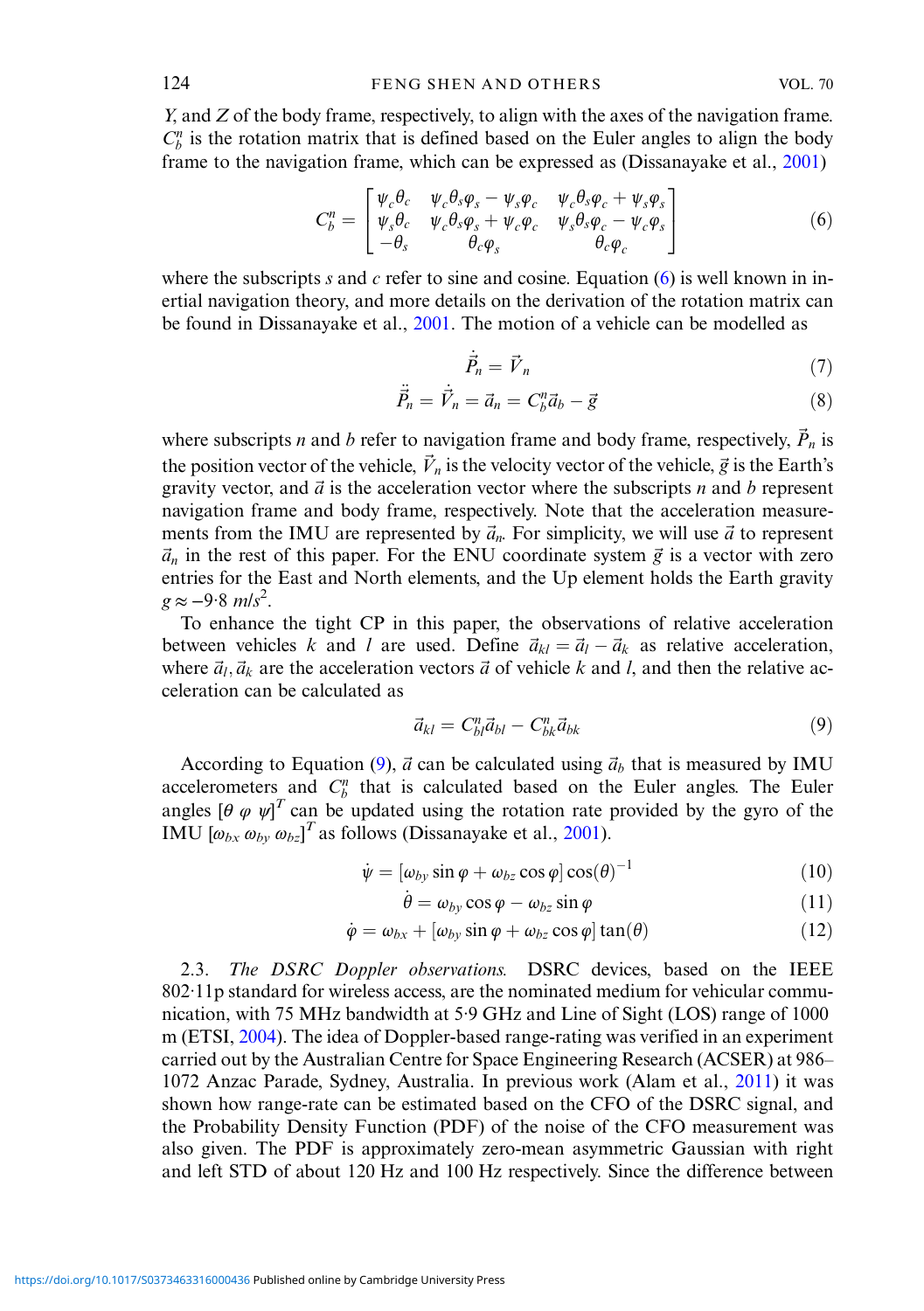Y, and Z of the body frame, respectively, to align with the axes of the navigation frame. $C_b^n$ is the rotation matrix that is defined based on the Euler angles to align the body frame to the navigation frame, which can be expressed as (Dissanayake et al., 2001)

$$C_b^n = \begin{bmatrix} \psi_c\theta_c & \psi_c\theta_s\varphi_s - \psi_s\varphi_c & \psi_c\theta_s\varphi_c + \psi_s\varphi_s \\ \psi_s\theta_c & \psi_c\theta_s\varphi_s + \psi_c\varphi_c & \psi_s\theta_s\varphi_c - \psi_c\varphi_s \\ -\theta_s & \theta_c\varphi_s & \theta_c\varphi_c \end{bmatrix} \tag{6}$$

where the subscripts $s$ and $c$ refer to sine and cosine. Equation (6) is well known in inertial navigation theory, and more details on the derivation of the rotation matrix can be found in Dissanayake et al., 2001. The motion of a vehicle can be modelled as

$$\dot{\vec{P}}_n = \vec{V}_n \tag{7}$$

$$\ddot{\vec{P}}_n = \dot{\vec{V}}_n = \vec{a}_n = C_b^n\vec{a}_b - \vec{g} \tag{8}$$

where subscripts $n$ and $b$ refer to navigation frame and body frame, respectively, $\vec{P}_n$ is the position vector of the vehicle, $\vec{V}_n$ is the velocity vector of the vehicle, $\vec{g}$ is the Earth's gravity vector, and $\vec{a}$ is the acceleration vector where the subscripts $n$ and $b$ represent navigation frame and body frame, respectively. Note that the acceleration measurements from the IMU are represented by $\vec{a}_n$. For simplicity, we will use $\vec{a}$ to represent $\vec{a}_n$ in the rest of this paper. For the ENU coordinate system $\vec{g}$ is a vector with zero entries for the East and North elements, and the Up element holds the Earth gravity $g \approx -9{\cdot}8\ m/s^2$.

To enhance the tight CP in this paper, the observations of relative acceleration between vehicles $k$ and $l$ are used. Define $\vec{a}_{kl} = \vec{a}_l - \vec{a}_k$ as relative acceleration, where $\vec{a}_l, \vec{a}_k$ are the acceleration vectors $\vec{a}$ of vehicle $k$ and $l$, and then the relative acceleration can be calculated as

$$\vec{a}_{kl} = C_{bl}^n\vec{a}_{bl} - C_{bk}^n\vec{a}_{bk} \tag{9}$$

According to Equation (9), $\vec{a}$ can be calculated using $\vec{a}_b$ that is measured by IMU accelerometers and $C_b^n$ that is calculated based on the Euler angles. The Euler angles $[\theta\ \varphi\ \psi]^T$ can be updated using the rotation rate provided by the gyro of the IMU $[\omega_{bx}\ \omega_{by}\ \omega_{bz}]^T$ as follows (Dissanayake et al., 2001).

$$\dot{\psi} = [\omega_{by}\sin\varphi + \omega_{bz}\cos\varphi]\cos(\theta)^{-1} \tag{10}$$

$$\dot{\theta} = \omega_{by}\cos\varphi - \omega_{bz}\sin\varphi \tag{11}$$

$$\dot{\varphi} = \omega_{bx} + [\omega_{by}\sin\varphi + \omega_{bz}\cos\varphi]\tan(\theta) \tag{12}$$

### 2.3. *The DSRC Doppler observations.*

DSRC devices, based on the IEEE 802·11p standard for wireless access, are the nominated medium for vehicular communication, with 75 MHz bandwidth at 5·9 GHz and Line of Sight (LOS) range of 1000 m (ETSI, 2004). The idea of Doppler-based range-rating was verified in an experiment carried out by the Australian Centre for Space Engineering Research (ACSER) at 986–1072 Anzac Parade, Sydney, Australia. In previous work (Alam et al., 2011) it was shown how range-rate can be estimated based on the CFO of the DSRC signal, and the Probability Density Function (PDF) of the noise of the CFO measurement was also given. The PDF is approximately zero-mean asymmetric Gaussian with right and left STD of about 120 Hz and 100 Hz respectively. Since the difference between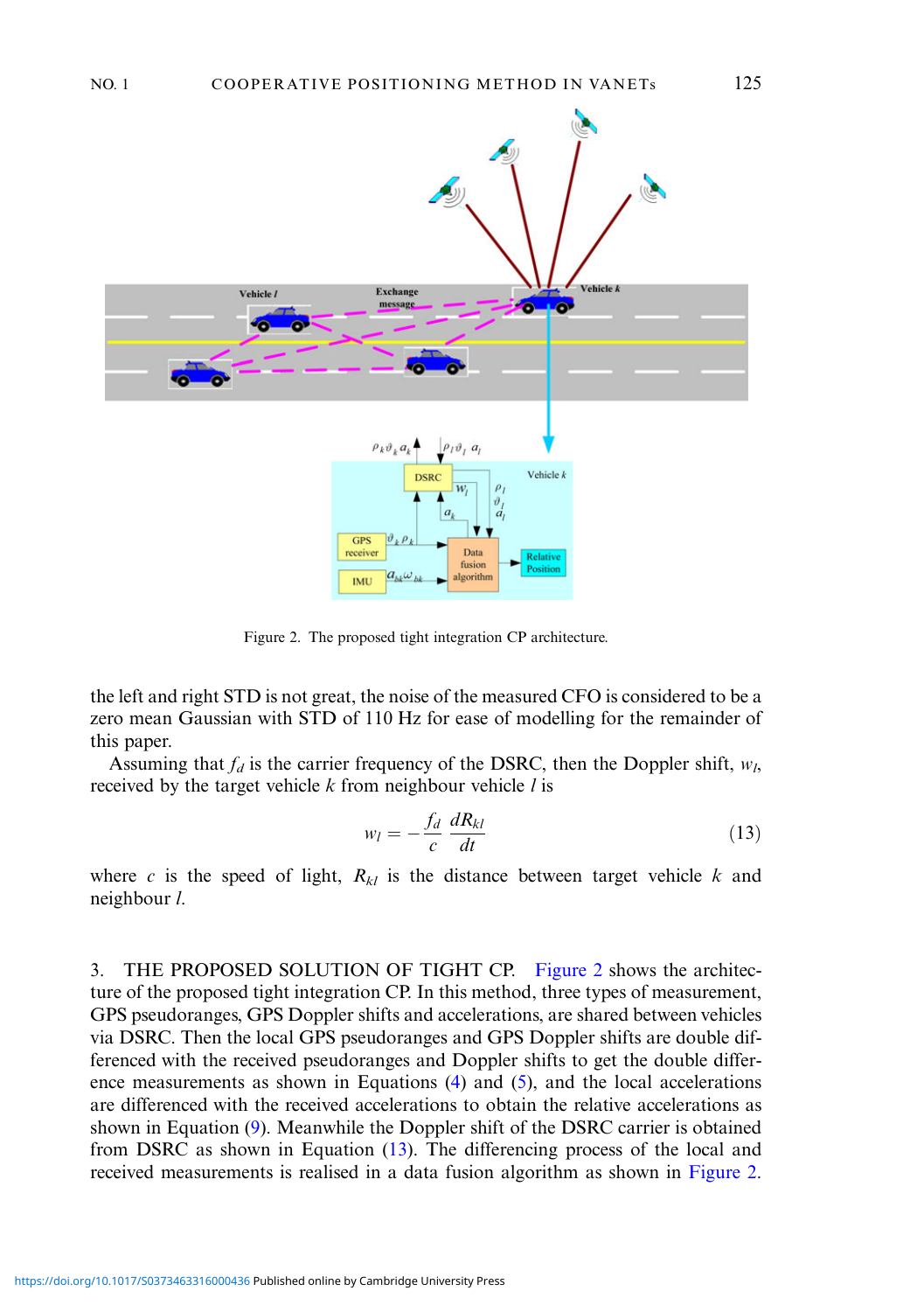Figure 2. The proposed tight integration CP architecture.

the left and right STD is not great, the noise of the measured CFO is considered to be a zero mean Gaussian with STD of 110 Hz for ease of modelling for the remainder of this paper.

Assuming that $f_d$ is the carrier frequency of the DSRC, then the Doppler shift, $w_l$, received by the target vehicle $k$ from neighbour vehicle $l$ is

$$w_l = -\frac{f_d}{c}\frac{dR_{kl}}{dt} \tag{13}$$

where $c$ is the speed of light, $R_{kl}$ is the distance between target vehicle $k$ and neighbour $l$.

## 3. THE PROPOSED SOLUTION OF TIGHT CP.

Figure 2 shows the architecture of the proposed tight integration CP. In this method, three types of measurement, GPS pseudoranges, GPS Doppler shifts and accelerations, are shared between vehicles via DSRC. Then the local GPS pseudoranges and GPS Doppler shifts are double differenced with the received pseudoranges and Doppler shifts to get the double difference measurements as shown in Equations (4) and (5), and the local accelerations are differenced with the received accelerations to obtain the relative accelerations as shown in Equation (9). Meanwhile the Doppler shift of the DSRC carrier is obtained from DSRC as shown in Equation (13). The differencing process of the local and received measurements is realised in a data fusion algorithm as shown in Figure 2.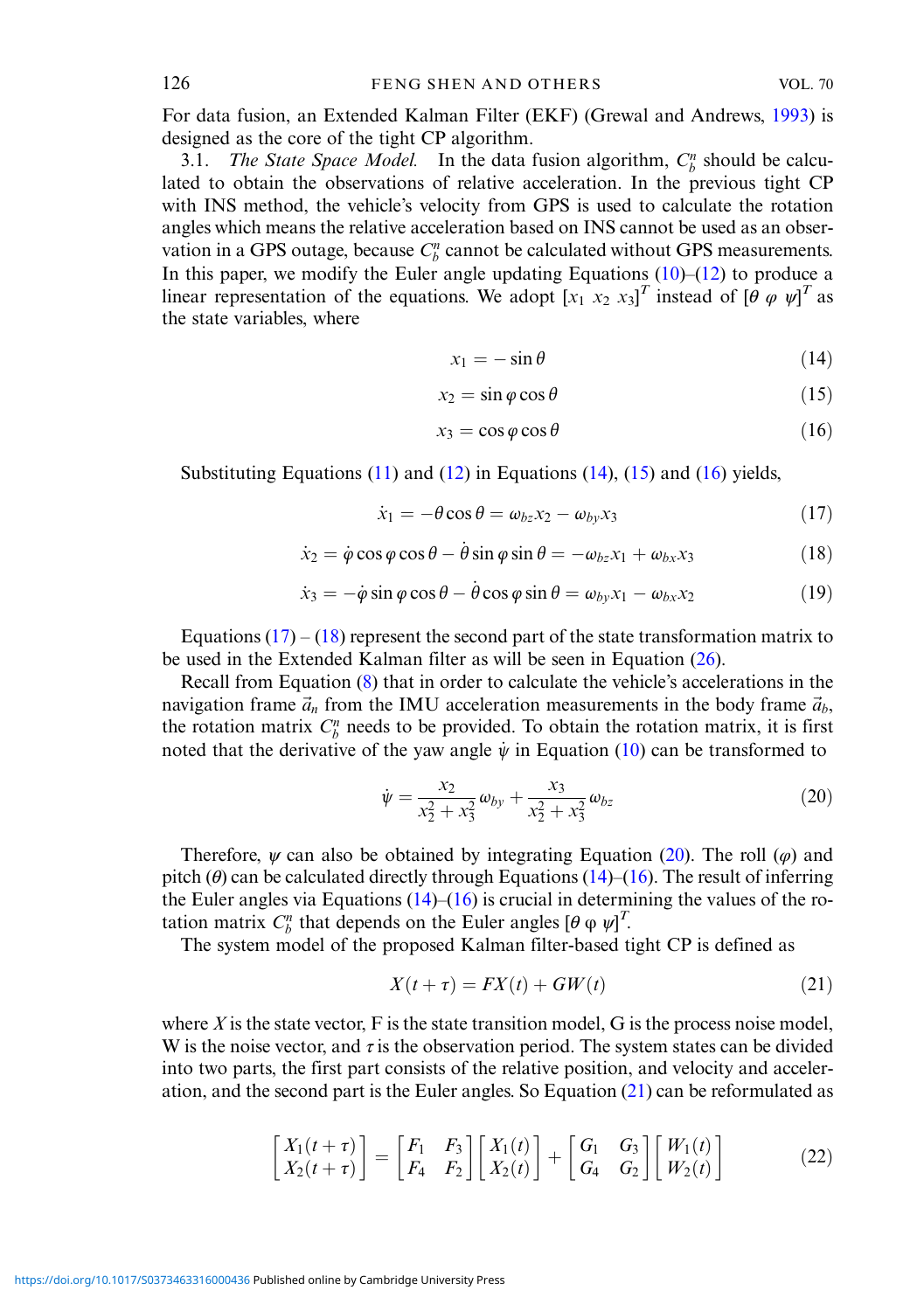For data fusion, an Extended Kalman Filter (EKF) (Grewal and Andrews, 1993) is designed as the core of the tight CP algorithm.

3.1. *The State Space Model.* In the data fusion algorithm, $C_b^n$ should be calculated to obtain the observations of relative acceleration. In the previous tight CP with INS method, the vehicle's velocity from GPS is used to calculate the rotation angles which means the relative acceleration based on INS cannot be used as an observation in a GPS outage, because $C_b^n$ cannot be calculated without GPS measurements. In this paper, we modify the Euler angle updating Equations (10)–(12) to produce a linear representation of the equations. We adopt $[x_1\ x_2\ x_3]^T$ instead of $[\theta\ \varphi\ \psi]^T$ as the state variables, where

$$x_1 = -\sin\theta \tag{14}$$

$$x_2 = \sin\varphi\cos\theta \tag{15}$$

$$x_3 = \cos\varphi\cos\theta \tag{16}$$

Substituting Equations (11) and (12) in Equations (14), (15) and (16) yields,

$$\dot{x}_1 = -\dot{\theta}\cos\theta = \omega_{bz}x_2 - \omega_{by}x_3 \tag{17}$$

$$\dot{x}_2 = \dot{\varphi}\cos\varphi\cos\theta - \dot{\theta}\sin\varphi\sin\theta = -\omega_{bz}x_1 + \omega_{bx}x_3 \tag{18}$$

$$\dot{x}_3 = -\dot{\varphi}\sin\varphi\cos\theta - \dot{\theta}\cos\varphi\sin\theta = \omega_{by}x_1 - \omega_{bx}x_2 \tag{19}$$

Equations (17) – (18) represent the second part of the state transformation matrix to be used in the Extended Kalman filter as will be seen in Equation (26).

Recall from Equation (8) that in order to calculate the vehicle's accelerations in the navigation frame $\vec{a}_n$ from the IMU acceleration measurements in the body frame $\vec{a}_b$, the rotation matrix $C_b^n$ needs to be provided. To obtain the rotation matrix, it is first noted that the derivative of the yaw angle $\dot{\psi}$ in Equation (10) can be transformed to

$$\dot{\psi} = \frac{x_2}{x_2^2 + x_3^2}\omega_{by} + \frac{x_3}{x_2^2 + x_3^2}\omega_{bz} \tag{20}$$

Therefore, $\psi$ can also be obtained by integrating Equation (20). The roll ($\varphi$) and pitch ($\theta$) can be calculated directly through Equations (14)–(16). The result of inferring the Euler angles via Equations (14)–(16) is crucial in determining the values of the rotation matrix $C_b^n$ that depends on the Euler angles $[\theta\ \varphi\ \psi]^T$.

The system model of the proposed Kalman filter-based tight CP is defined as

$$X(t+\tau) = FX(t) + GW(t) \tag{21}$$

where $X$ is the state vector, F is the state transition model, G is the process noise model, W is the noise vector, and $\tau$ is the observation period. The system states can be divided into two parts, the first part consists of the relative position, and velocity and acceleration, and the second part is the Euler angles. So Equation (21) can be reformulated as

$$\begin{bmatrix} X_1(t+\tau) \\ X_2(t+\tau) \end{bmatrix} = \begin{bmatrix} F_1 & F_3 \\ F_4 & F_2 \end{bmatrix}\begin{bmatrix} X_1(t) \\ X_2(t) \end{bmatrix} + \begin{bmatrix} G_1 & G_3 \\ G_4 & G_2 \end{bmatrix}\begin{bmatrix} W_1(t) \\ W_2(t) \end{bmatrix} \tag{22}$$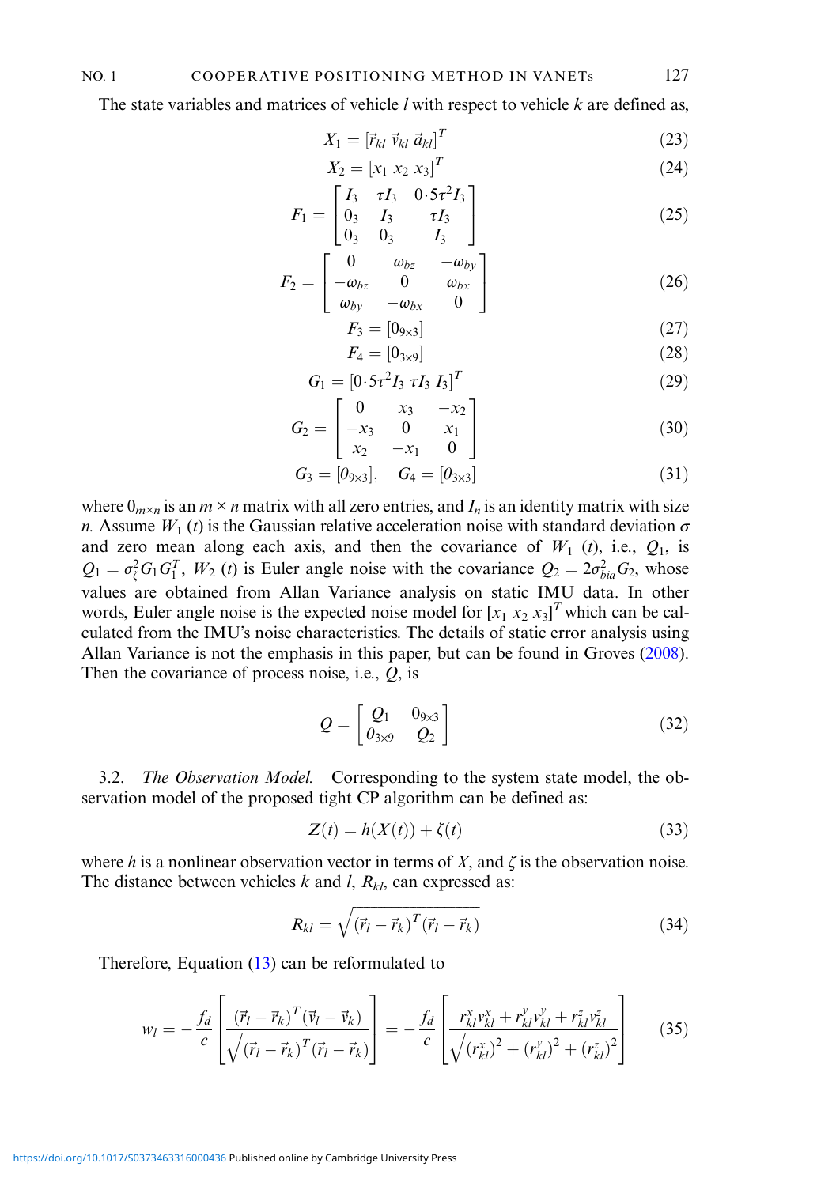The state variables and matrices of vehicle $l$ with respect to vehicle $k$ are defined as,

$$X_1 = [\vec{r}_{kl}\ \vec{v}_{kl}\ \vec{a}_{kl}]^T \tag{23}$$

$$X_2 = [x_1\ x_2\ x_3]^T \tag{24}$$

$$F_1 = \begin{bmatrix} I_3 & \tau I_3 & 0{\cdot}5\tau^2 I_3 \\ 0_3 & I_3 & \tau I_3 \\ 0_3 & 0_3 & I_3 \end{bmatrix} \tag{25}$$

$$F_2 = \begin{bmatrix} 0 & \omega_{bz} & -\omega_{by} \\ -\omega_{bz} & 0 & \omega_{bx} \\ \omega_{by} & -\omega_{bx} & 0 \end{bmatrix} \tag{26}$$

$$F_3 = [0_{9\times 3}] \tag{27}$$

$$F_4 = [0_{3\times 9}] \tag{28}$$

$$G_1 = [0{\cdot}5\tau^2 I_3\ \tau I_3\ I_3]^T \tag{29}$$

$$G_2 = \begin{bmatrix} 0 & x_3 & -x_2 \\ -x_3 & 0 & x_1 \\ x_2 & -x_1 & 0 \end{bmatrix} \tag{30}$$

$$G_3 = [0_{9\times 3}], \quad G_4 = [0_{3\times 3}] \tag{31}$$

where $0_{m\times n}$ is an $m \times n$ matrix with all zero entries, and $I_n$ is an identity matrix with size $n$. Assume $W_1(t)$ is the Gaussian relative acceleration noise with standard deviation $\sigma$ and zero mean along each axis, and then the covariance of $W_1(t)$, i.e., $Q_1$, is $Q_1 = \sigma_\zeta^2 G_1 G_1^T$, $W_2(t)$ is Euler angle noise with the covariance $Q_2 = 2\sigma_{bia}^2 G_2$, whose values are obtained from Allan Variance analysis on static IMU data. In other words, Euler angle noise is the expected noise model for $[x_1\ x_2\ x_3]^T$ which can be calculated from the IMU's noise characteristics. The details of static error analysis using Allan Variance is not the emphasis in this paper, but can be found in Groves (2008). Then the covariance of process noise, i.e., $Q$, is

$$Q = \begin{bmatrix} Q_1 & 0_{9\times 3} \\ 0_{3\times 9} & Q_2 \end{bmatrix} \tag{32}$$

3.2. *The Observation Model.* Corresponding to the system state model, the observation model of the proposed tight CP algorithm can be defined as:

$$Z(t) = h(X(t)) + \zeta(t) \tag{33}$$

where $h$ is a nonlinear observation vector in terms of $X$, and $\zeta$ is the observation noise. The distance between vehicles $k$ and $l$, $R_{kl}$, can expressed as:

$$R_{kl} = \sqrt{(\vec{r}_l - \vec{r}_k)^T(\vec{r}_l - \vec{r}_k)} \tag{34}$$

Therefore, Equation (13) can be reformulated to

$$w_l = -\frac{f_d}{c}\left[\frac{(\vec{r}_l - \vec{r}_k)^T(\vec{v}_l - \vec{v}_k)}{\sqrt{(\vec{r}_l - \vec{r}_k)^T(\vec{r}_l - \vec{r}_k)}}\right] = -\frac{f_d}{c}\left[\frac{r_{kl}^x v_{kl}^x + r_{kl}^y v_{kl}^y + r_{kl}^z v_{kl}^z}{\sqrt{(r_{kl}^x)^2 + (r_{kl}^y)^2 + (r_{kl}^z)^2}}\right] \tag{35}$$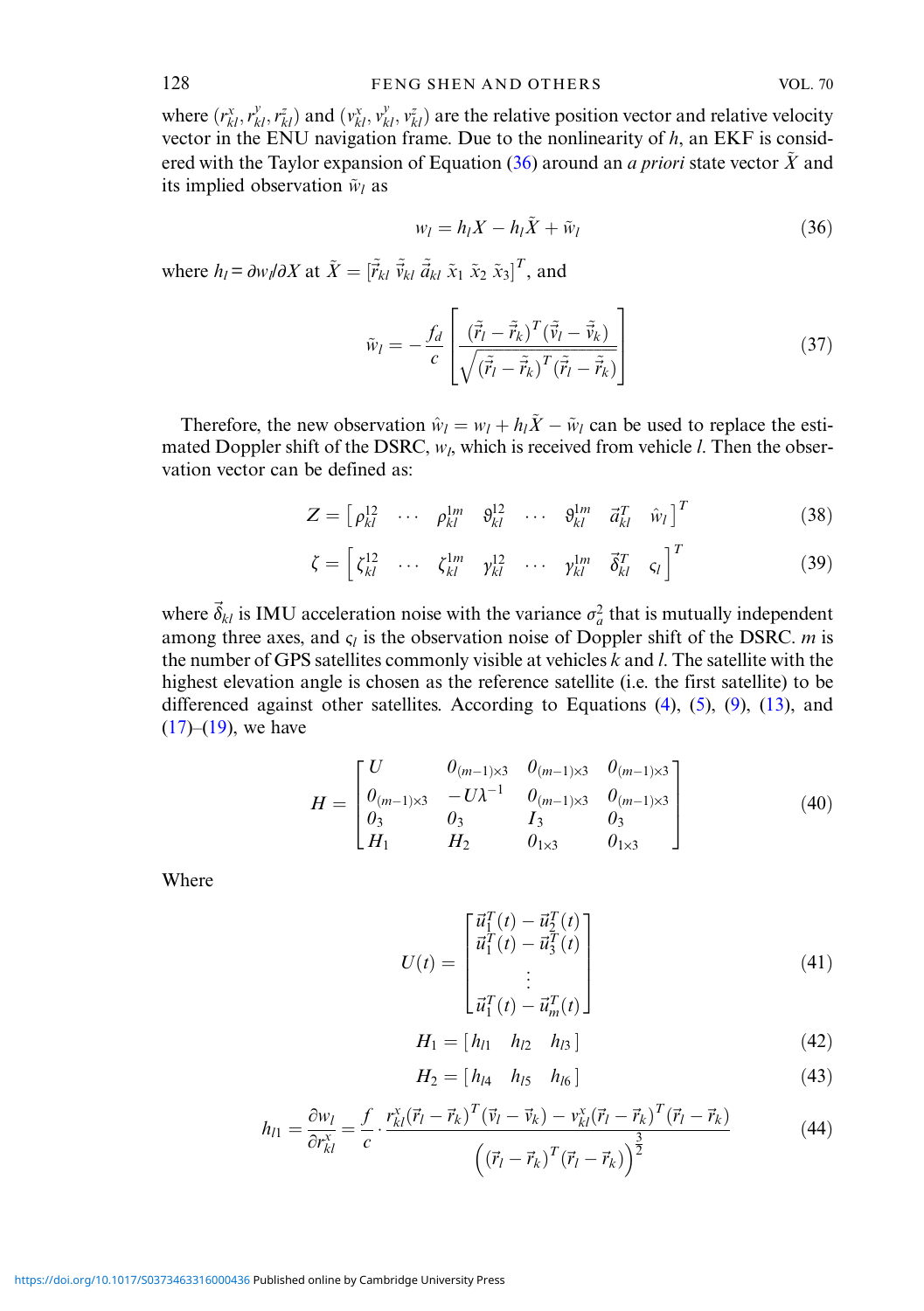where $(r_{kl}^x, r_{kl}^y, r_{kl}^z)$ and $(v_{kl}^x, v_{kl}^y, v_{kl}^z)$ are the relative position vector and relative velocity vector in the ENU navigation frame. Due to the nonlinearity of $h$, an EKF is considered with the Taylor expansion of Equation (36) around an *a priori* state vector $\tilde{X}$ and its implied observation $\tilde{w}_l$ as

$$w_l = h_l X - h_l \tilde{X} + \tilde{w}_l \tag{36}$$

where $h_l = \partial w_l / \partial X$ at $\tilde{X} = [\tilde{\vec{r}}_{kl}\ \tilde{\vec{v}}_{kl}\ \tilde{\vec{a}}_{kl}\ \tilde{x}_1\ \tilde{x}_2\ \tilde{x}_3]^T$, and

$$\tilde{w}_l = -\frac{f_d}{c}\left[\frac{(\tilde{\vec{r}}_l - \tilde{\vec{r}}_k)^T(\tilde{\vec{v}}_l - \tilde{\vec{v}}_k)}{\sqrt{(\tilde{\vec{r}}_l - \tilde{\vec{r}}_k)^T(\tilde{\vec{r}}_l - \tilde{\vec{r}}_k)}}\right] \tag{37}$$

Therefore, the new observation $\hat{w}_l = w_l + h_l \tilde{X} - \tilde{w}_l$ can be used to replace the estimated Doppler shift of the DSRC, $w_l$, which is received from vehicle $l$. Then the observation vector can be defined as:

$$Z = \begin{bmatrix} \rho_{kl}^{12} & \cdots & \rho_{kl}^{1m} & \vartheta_{kl}^{12} & \cdots & \vartheta_{kl}^{1m} & \vec{a}_{kl}^T & \hat{w}_l \end{bmatrix}^T \tag{38}$$

$$\zeta = \begin{bmatrix} \zeta_{kl}^{12} & \cdots & \zeta_{kl}^{1m} & \gamma_{kl}^{12} & \cdots & \gamma_{kl}^{1m} & \vec{\delta}_{kl}^T & \varsigma_l \end{bmatrix}^T \tag{39}$$

where $\vec{\delta}_{kl}$ is IMU acceleration noise with the variance $\sigma_a^2$ that is mutually independent among three axes, and $\varsigma_l$ is the observation noise of Doppler shift of the DSRC. $m$ is the number of GPS satellites commonly visible at vehicles $k$ and $l$. The satellite with the highest elevation angle is chosen as the reference satellite (i.e. the first satellite) to be differenced against other satellites. According to Equations (4), (5), (9), (13), and (17)–(19), we have

$$H = \begin{bmatrix} U & 0_{(m-1)\times 3} & 0_{(m-1)\times 3} & 0_{(m-1)\times 3} \\ 0_{(m-1)\times 3} & -U\lambda^{-1} & 0_{(m-1)\times 3} & 0_{(m-1)\times 3} \\ 0_3 & 0_3 & I_3 & 0_3 \\ H_1 & H_2 & 0_{1\times 3} & 0_{1\times 3} \end{bmatrix} \tag{40}$$

Where

$$U(t) = \begin{bmatrix} \vec{u}_1^T(t) - \vec{u}_2^T(t) \\ \vec{u}_1^T(t) - \vec{u}_3^T(t) \\ \vdots \\ \vec{u}_1^T(t) - \vec{u}_m^T(t) \end{bmatrix} \tag{41}$$

$$H_1 = \begin{bmatrix} h_{l1} & h_{l2} & h_{l3} \end{bmatrix} \tag{42}$$

$$H_2 = \begin{bmatrix} h_{l4} & h_{l5} & h_{l6} \end{bmatrix} \tag{43}$$

$$h_{l1} = \frac{\partial w_l}{\partial r_{kl}^x} = \frac{f}{c} \cdot \frac{r_{kl}^x(\vec{r}_l - \vec{r}_k)^T(\vec{v}_l - \vec{v}_k) - v_{kl}^x(\vec{r}_l - \vec{r}_k)^T(\vec{r}_l - \vec{r}_k)}{\left((\vec{r}_l - \vec{r}_k)^T(\vec{r}_l - \vec{r}_k)\right)^{\frac{3}{2}}} \tag{44}$$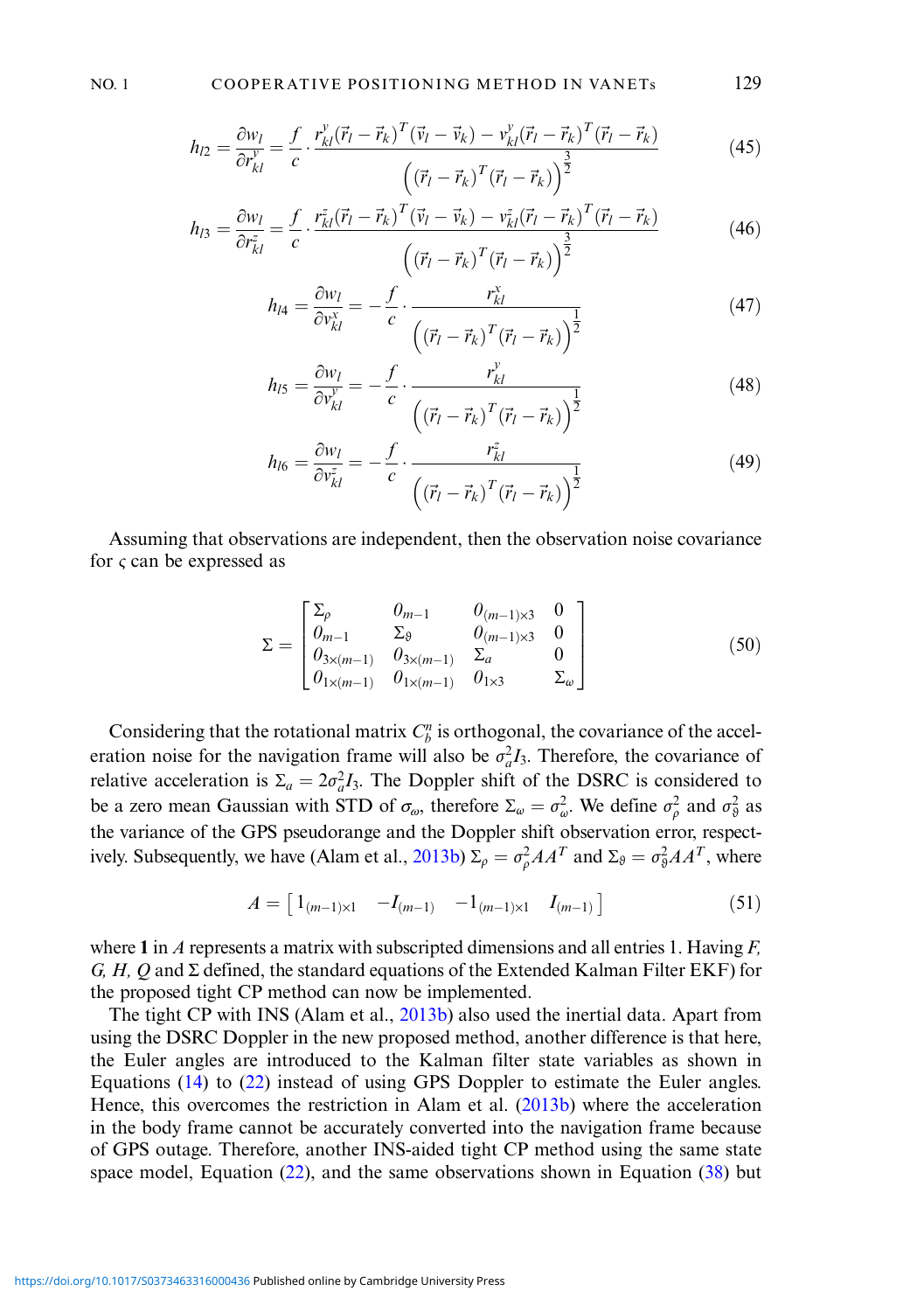$$h_{l2} = \frac{\partial w_l}{\partial r_{kl}^y} = \frac{f}{c} \cdot \frac{r_{kl}^y (\vec{r}_l - \vec{r}_k)^T (\vec{v}_l - \vec{v}_k) - v_{kl}^y (\vec{r}_l - \vec{r}_k)^T (\vec{r}_l - \vec{r}_k)}{\left( (\vec{r}_l - \vec{r}_k)^T (\vec{r}_l - \vec{r}_k) \right)^{\frac{3}{2}}} \tag{45}$$

$$h_{l3} = \frac{\partial w_l}{\partial r_{kl}^z} = \frac{f}{c} \cdot \frac{r_{kl}^z (\vec{r}_l - \vec{r}_k)^T (\vec{v}_l - \vec{v}_k) - v_{kl}^z (\vec{r}_l - \vec{r}_k)^T (\vec{r}_l - \vec{r}_k)}{\left( (\vec{r}_l - \vec{r}_k)^T (\vec{r}_l - \vec{r}_k) \right)^{\frac{3}{2}}} \tag{46}$$

$$h_{l4} = \frac{\partial w_l}{\partial v_{kl}^x} = -\frac{f}{c} \cdot \frac{r_{kl}^x}{\left( (\vec{r}_l - \vec{r}_k)^T (\vec{r}_l - \vec{r}_k) \right)^{\frac{1}{2}}} \tag{47}$$

$$h_{l5} = \frac{\partial w_l}{\partial v_{kl}^y} = -\frac{f}{c} \cdot \frac{r_{kl}^y}{\left( (\vec{r}_l - \vec{r}_k)^T (\vec{r}_l - \vec{r}_k) \right)^{\frac{1}{2}}} \tag{48}$$

$$h_{l6} = \frac{\partial w_l}{\partial v_{kl}^z} = -\frac{f}{c} \cdot \frac{r_{kl}^z}{\left( (\vec{r}_l - \vec{r}_k)^T (\vec{r}_l - \vec{r}_k) \right)^{\frac{1}{2}}} \tag{49}$$

Assuming that observations are independent, then the observation noise covariance for $\varsigma$ can be expressed as

$$\Sigma = \begin{bmatrix} \Sigma_\rho & 0_{m-1} & 0_{(m-1)\times 3} & 0 \\ 0_{m-1} & \Sigma_\vartheta & 0_{(m-1)\times 3} & 0 \\ 0_{3\times(m-1)} & 0_{3\times(m-1)} & \Sigma_a & 0 \\ 0_{1\times(m-1)} & 0_{1\times(m-1)} & 0_{1\times 3} & \Sigma_\omega \end{bmatrix} \tag{50}$$

Considering that the rotational matrix $C_b^n$ is orthogonal, the covariance of the acceleration noise for the navigation frame will also be $\sigma_a^2 I_3$. Therefore, the covariance of relative acceleration is $\Sigma_a = 2\sigma_a^2 I_3$. The Doppler shift of the DSRC is considered to be a zero mean Gaussian with STD of $\sigma_\omega$, therefore $\Sigma_\omega = \sigma_\omega^2$. We define $\sigma_\rho^2$ and $\sigma_\vartheta^2$ as the variance of the GPS pseudorange and the Doppler shift observation error, respectively. Subsequently, we have (Alam et al., 2013b) $\Sigma_\rho = \sigma_\rho^2 AA^T$ and $\Sigma_\vartheta = \sigma_\vartheta^2 AA^T$, where

$$A = \begin{bmatrix} 1_{(m-1)\times 1} & -I_{(m-1)} & -1_{(m-1)\times 1} & I_{(m-1)} \end{bmatrix} \tag{51}$$

where **1** in $A$ represents a matrix with subscripted dimensions and all entries 1. Having $F$, $G$, $H$, $Q$ and $\Sigma$ defined, the standard equations of the Extended Kalman Filter EKF) for the proposed tight CP method can now be implemented.

The tight CP with INS (Alam et al., 2013b) also used the inertial data. Apart from using the DSRC Doppler in the new proposed method, another difference is that here, the Euler angles are introduced to the Kalman filter state variables as shown in Equations (14) to (22) instead of using GPS Doppler to estimate the Euler angles. Hence, this overcomes the restriction in Alam et al. (2013b) where the acceleration in the body frame cannot be accurately converted into the navigation frame because of GPS outage. Therefore, another INS-aided tight CP method using the same state space model, Equation (22), and the same observations shown in Equation (38) but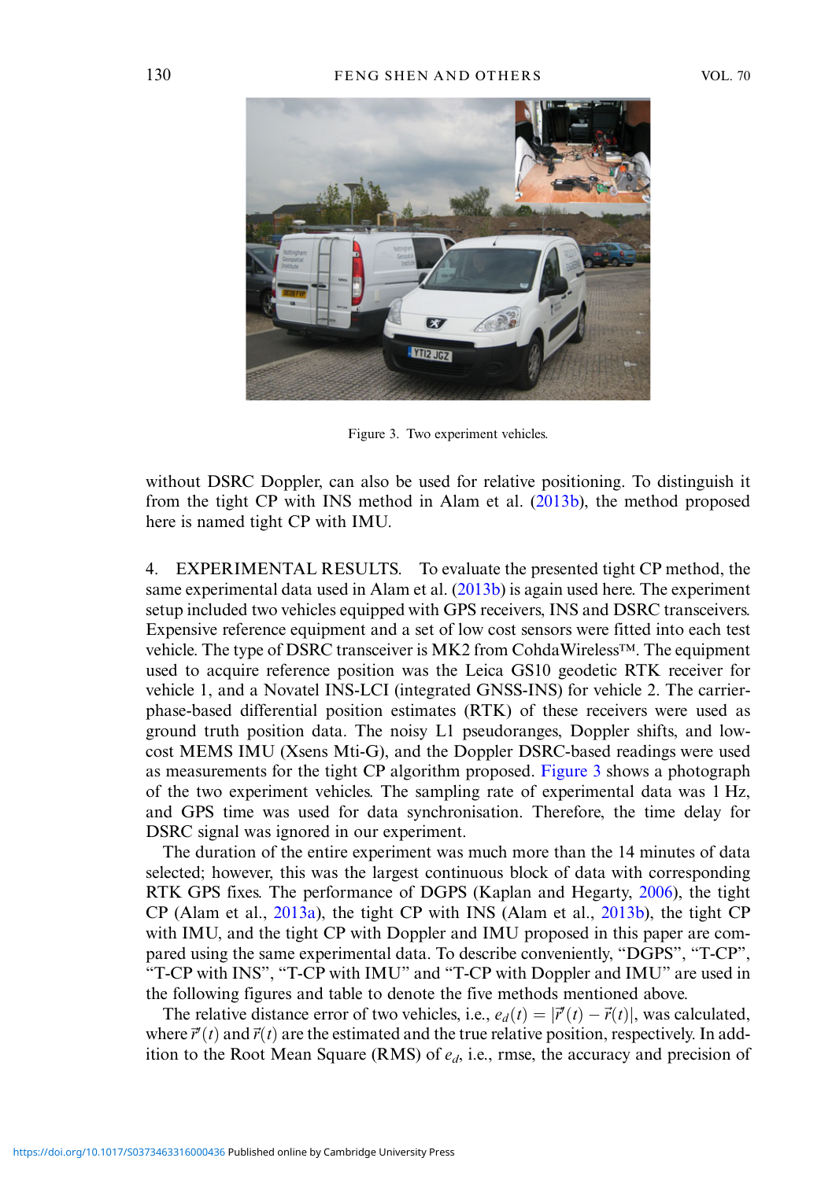Figure 3. Two experiment vehicles.

without DSRC Doppler, can also be used for relative positioning. To distinguish it from the tight CP with INS method in Alam et al. (2013b), the method proposed here is named tight CP with IMU.

## 4. EXPERIMENTAL RESULTS.

To evaluate the presented tight CP method, the same experimental data used in Alam et al. (2013b) is again used here. The experiment setup included two vehicles equipped with GPS receivers, INS and DSRC transceivers. Expensive reference equipment and a set of low cost sensors were fitted into each test vehicle. The type of DSRC transceiver is MK2 from CohdaWireless™. The equipment used to acquire reference position was the Leica GS10 geodetic RTK receiver for vehicle 1, and a Novatel INS-LCI (integrated GNSS-INS) for vehicle 2. The carrier-phase-based differential position estimates (RTK) of these receivers were used as ground truth position data. The noisy L1 pseudoranges, Doppler shifts, and low-cost MEMS IMU (Xsens Mti-G), and the Doppler DSRC-based readings were used as measurements for the tight CP algorithm proposed. Figure 3 shows a photograph of the two experiment vehicles. The sampling rate of experimental data was 1 Hz, and GPS time was used for data synchronisation. Therefore, the time delay for DSRC signal was ignored in our experiment.

The duration of the entire experiment was much more than the 14 minutes of data selected; however, this was the largest continuous block of data with corresponding RTK GPS fixes. The performance of DGPS (Kaplan and Hegarty, 2006), the tight CP (Alam et al., 2013a), the tight CP with INS (Alam et al., 2013b), the tight CP with IMU, and the tight CP with Doppler and IMU proposed in this paper are compared using the same experimental data. To describe conveniently, "DGPS", "T-CP", "T-CP with INS", "T-CP with IMU" and "T-CP with Doppler and IMU" are used in the following figures and table to denote the five methods mentioned above.

The relative distance error of two vehicles, i.e., $e_d(t) = |\vec{r}'(t) - \vec{r}(t)|$, was calculated, where $\vec{r}'(t)$ and $\vec{r}(t)$ are the estimated and the true relative position, respectively. In addition to the Root Mean Square (RMS) of $e_d$, i.e., rmse, the accuracy and precision of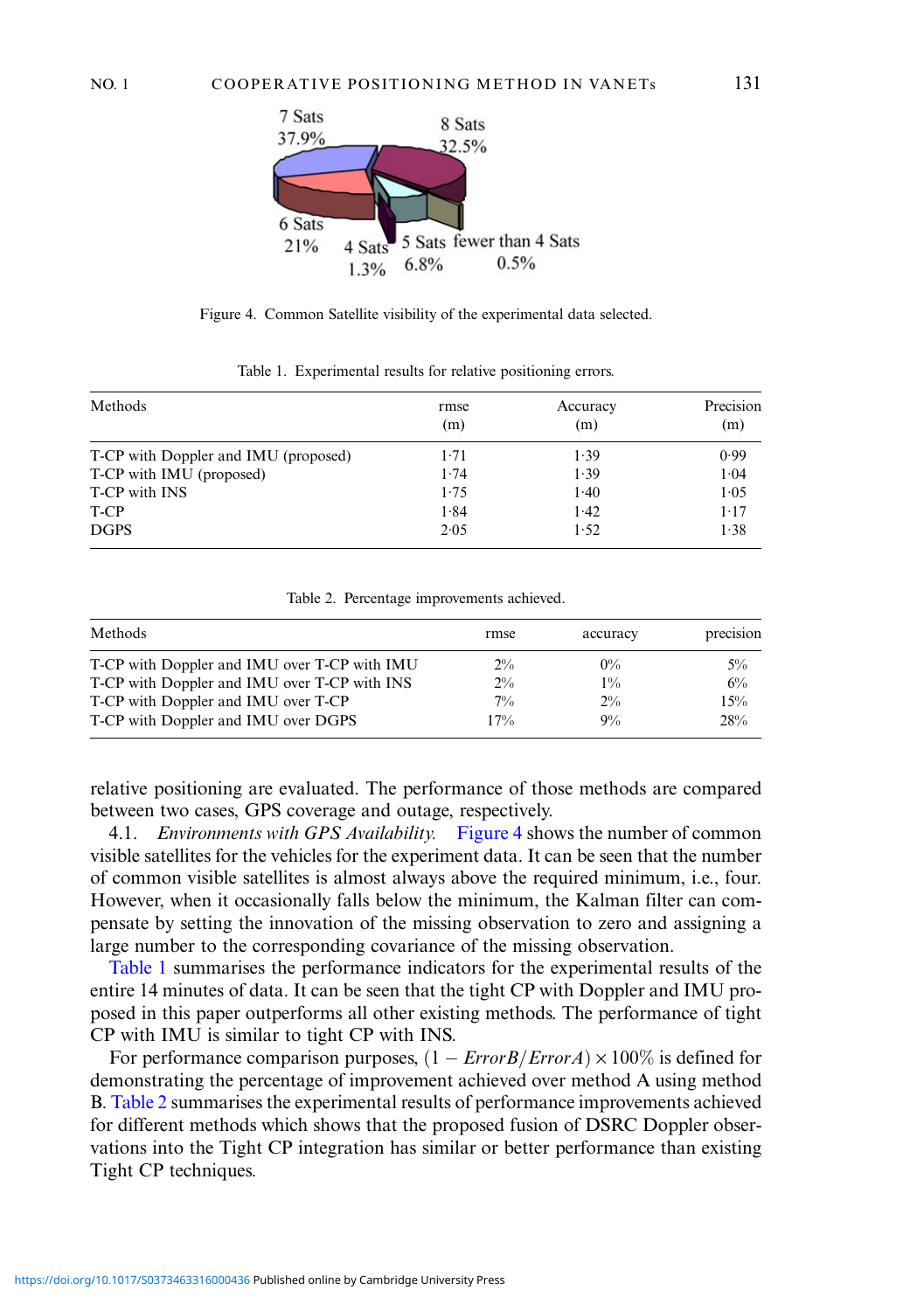Figure 4. Common Satellite visibility of the experimental data selected.

Table 1. Experimental results for relative positioning errors.

| Methods | rmse (m) | Accuracy (m) | Precision (m) |
|---|---|---|---|
| T-CP with Doppler and IMU (proposed) | 1·71 | 1·39 | 0·99 |
| T-CP with IMU (proposed) | 1·74 | 1·39 | 1·04 |
| T-CP with INS | 1·75 | 1·40 | 1·05 |
| T-CP | 1·84 | 1·42 | 1·17 |
| DGPS | 2·05 | 1·52 | 1·38 |

Table 2. Percentage improvements achieved.

| Methods | rmse | accuracy | precision |
|---|---|---|---|
| T-CP with Doppler and IMU over T-CP with IMU | 2% | 0% | 5% |
| T-CP with Doppler and IMU over T-CP with INS | 2% | 1% | 6% |
| T-CP with Doppler and IMU over T-CP | 7% | 2% | 15% |
| T-CP with Doppler and IMU over DGPS | 17% | 9% | 28% |

relative positioning are evaluated. The performance of those methods are compared between two cases, GPS coverage and outage, respectively.

4.1. *Environments with GPS Availability.* Figure 4 shows the number of common visible satellites for the vehicles for the experiment data. It can be seen that the number of common visible satellites is almost always above the required minimum, i.e., four. However, when it occasionally falls below the minimum, the Kalman filter can compensate by setting the innovation of the missing observation to zero and assigning a large number to the corresponding covariance of the missing observation.

Table 1 summarises the performance indicators for the experimental results of the entire 14 minutes of data. It can be seen that the tight CP with Doppler and IMU proposed in this paper outperforms all other existing methods. The performance of tight CP with IMU is similar to tight CP with INS.

For performance comparison purposes, $(1 - ErrorB/ErrorA) \times 100\%$ is defined for demonstrating the percentage of improvement achieved over method A using method B. Table 2 summarises the experimental results of performance improvements achieved for different methods which shows that the proposed fusion of DSRC Doppler observations into the Tight CP integration has similar or better performance than existing Tight CP techniques.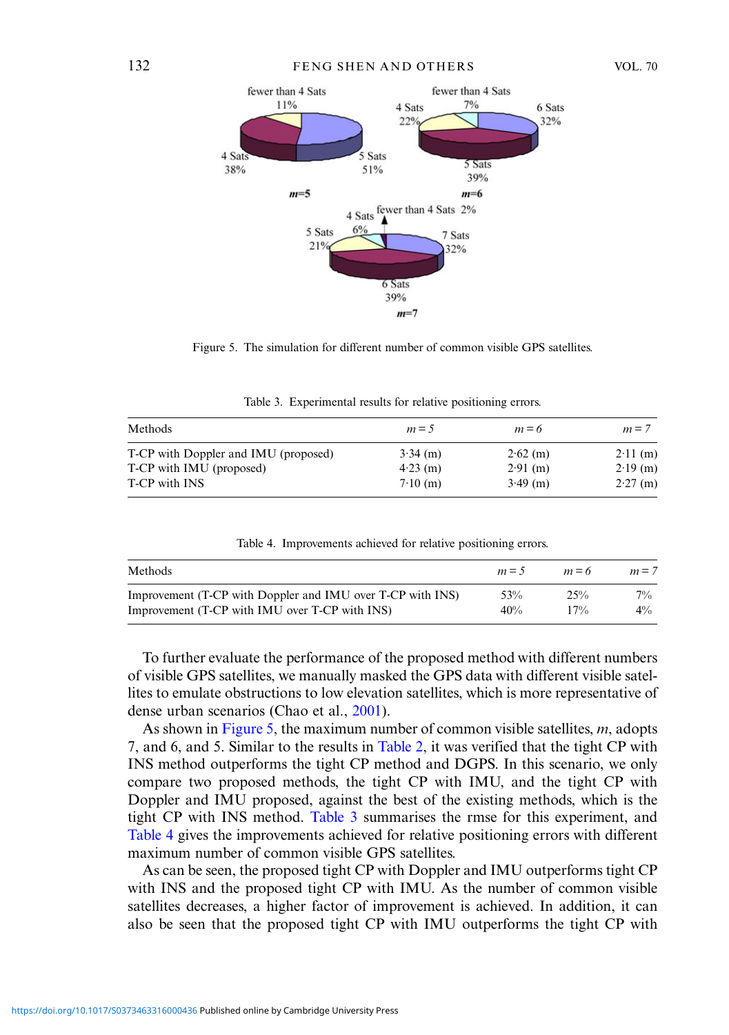Figure 5. The simulation for different number of common visible GPS satellites.

Table 3. Experimental results for relative positioning errors.

| Methods | $m = 5$ | $m = 6$ | $m = 7$ |
|---|---|---|---|
| T-CP with Doppler and IMU (proposed) | 3·34 (m) | 2·62 (m) | 2·11 (m) |
| T-CP with IMU (proposed) | 4·23 (m) | 2·91 (m) | 2·19 (m) |
| T-CP with INS | 7·10 (m) | 3·49 (m) | 2·27 (m) |

Table 4. Improvements achieved for relative positioning errors.

| Methods | $m = 5$ | $m = 6$ | $m = 7$ |
|---|---|---|---|
| Improvement (T-CP with Doppler and IMU over T-CP with INS) | 53% | 25% | 7% |
| Improvement (T-CP with IMU over T-CP with INS) | 40% | 17% | 4% |

To further evaluate the performance of the proposed method with different numbers of visible GPS satellites, we manually masked the GPS data with different visible satellites to emulate obstructions to low elevation satellites, which is more representative of dense urban scenarios (Chao et al., 2001).

As shown in Figure 5, the maximum number of common visible satellites, $m$, adopts 7, and 6, and 5. Similar to the results in Table 2, it was verified that the tight CP with INS method outperforms the tight CP method and DGPS. In this scenario, we only compare two proposed methods, the tight CP with IMU, and the tight CP with Doppler and IMU proposed, against the best of the existing methods, which is the tight CP with INS method. Table 3 summarises the rmse for this experiment, and Table 4 gives the improvements achieved for relative positioning errors with different maximum number of common visible GPS satellites.

As can be seen, the proposed tight CP with Doppler and IMU outperforms tight CP with INS and the proposed tight CP with IMU. As the number of common visible satellites decreases, a higher factor of improvement is achieved. In addition, it can also be seen that the proposed tight CP with IMU outperforms the tight CP with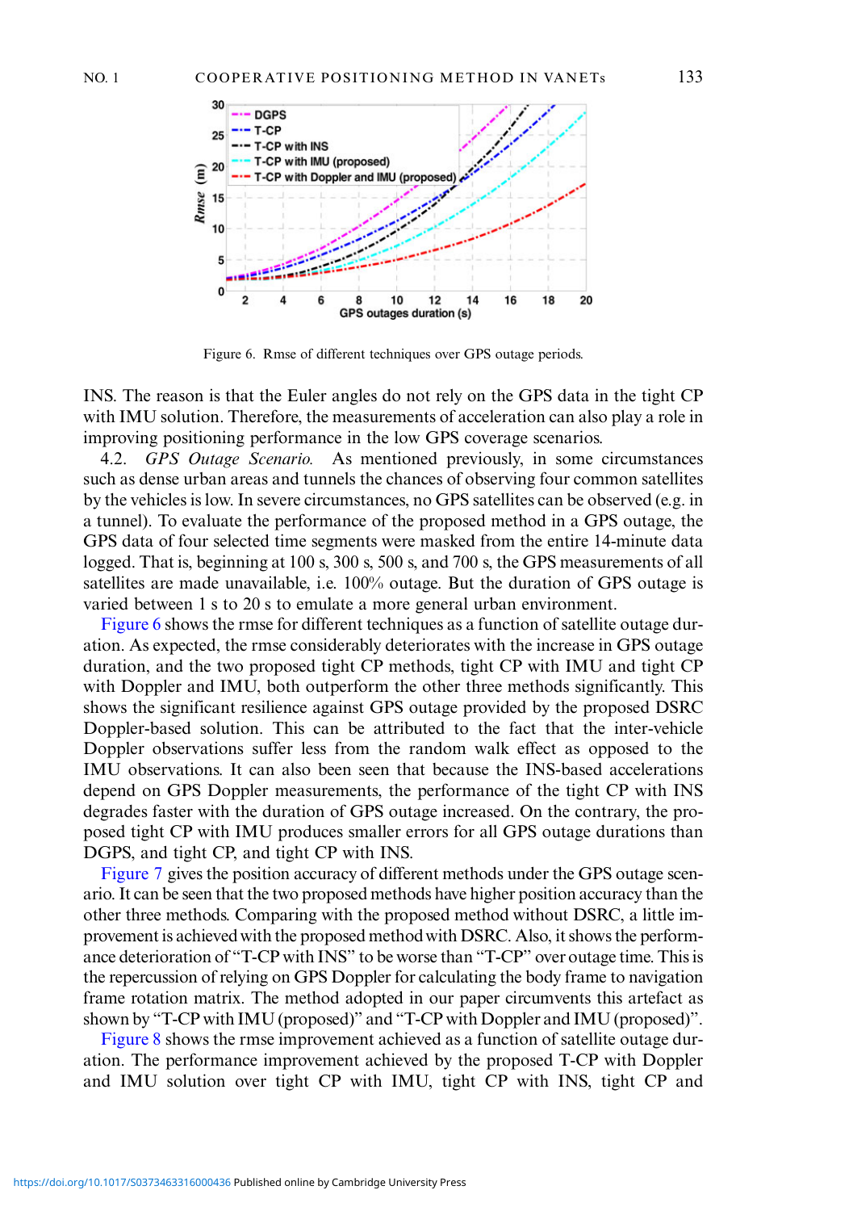Figure 6. Rmse of different techniques over GPS outage periods.

INS. The reason is that the Euler angles do not rely on the GPS data in the tight CP with IMU solution. Therefore, the measurements of acceleration can also play a role in improving positioning performance in the low GPS coverage scenarios.

4.2. *GPS Outage Scenario.* As mentioned previously, in some circumstances such as dense urban areas and tunnels the chances of observing four common satellites by the vehicles is low. In severe circumstances, no GPS satellites can be observed (e.g. in a tunnel). To evaluate the performance of the proposed method in a GPS outage, the GPS data of four selected time segments were masked from the entire 14-minute data logged. That is, beginning at 100 s, 300 s, 500 s, and 700 s, the GPS measurements of all satellites are made unavailable, i.e. 100% outage. But the duration of GPS outage is varied between 1 s to 20 s to emulate a more general urban environment.

Figure 6 shows the rmse for different techniques as a function of satellite outage duration. As expected, the rmse considerably deteriorates with the increase in GPS outage duration, and the two proposed tight CP methods, tight CP with IMU and tight CP with Doppler and IMU, both outperform the other three methods significantly. This shows the significant resilience against GPS outage provided by the proposed DSRC Doppler-based solution. This can be attributed to the fact that the inter-vehicle Doppler observations suffer less from the random walk effect as opposed to the IMU observations. It can also been seen that because the INS-based accelerations depend on GPS Doppler measurements, the performance of the tight CP with INS degrades faster with the duration of GPS outage increased. On the contrary, the proposed tight CP with IMU produces smaller errors for all GPS outage durations than DGPS, and tight CP, and tight CP with INS.

Figure 7 gives the position accuracy of different methods under the GPS outage scenario. It can be seen that the two proposed methods have higher position accuracy than the other three methods. Comparing with the proposed method without DSRC, a little improvement is achieved with the proposed method with DSRC. Also, it shows the performance deterioration of "T-CP with INS" to be worse than "T-CP" over outage time. This is the repercussion of relying on GPS Doppler for calculating the body frame to navigation frame rotation matrix. The method adopted in our paper circumvents this artefact as shown by "T-CP with IMU (proposed)" and "T-CP with Doppler and IMU (proposed)".

Figure 8 shows the rmse improvement achieved as a function of satellite outage duration. The performance improvement achieved by the proposed T-CP with Doppler and IMU solution over tight CP with IMU, tight CP with INS, tight CP and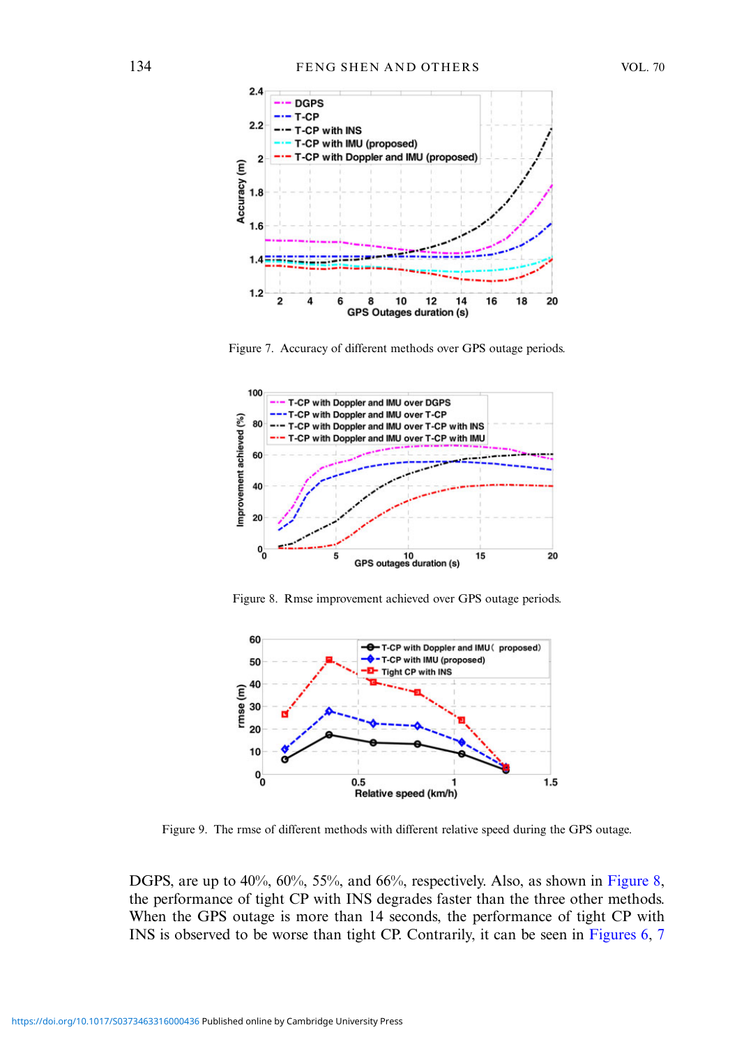Figure 7. Accuracy of different methods over GPS outage periods.

Figure 8. Rmse improvement achieved over GPS outage periods.

Figure 9. The rmse of different methods with different relative speed during the GPS outage.

DGPS, are up to 40%, 60%, 55%, and 66%, respectively. Also, as shown in Figure 8, the performance of tight CP with INS degrades faster than the three other methods. When the GPS outage is more than 14 seconds, the performance of tight CP with INS is observed to be worse than tight CP. Contrarily, it can be seen in Figures 6, 7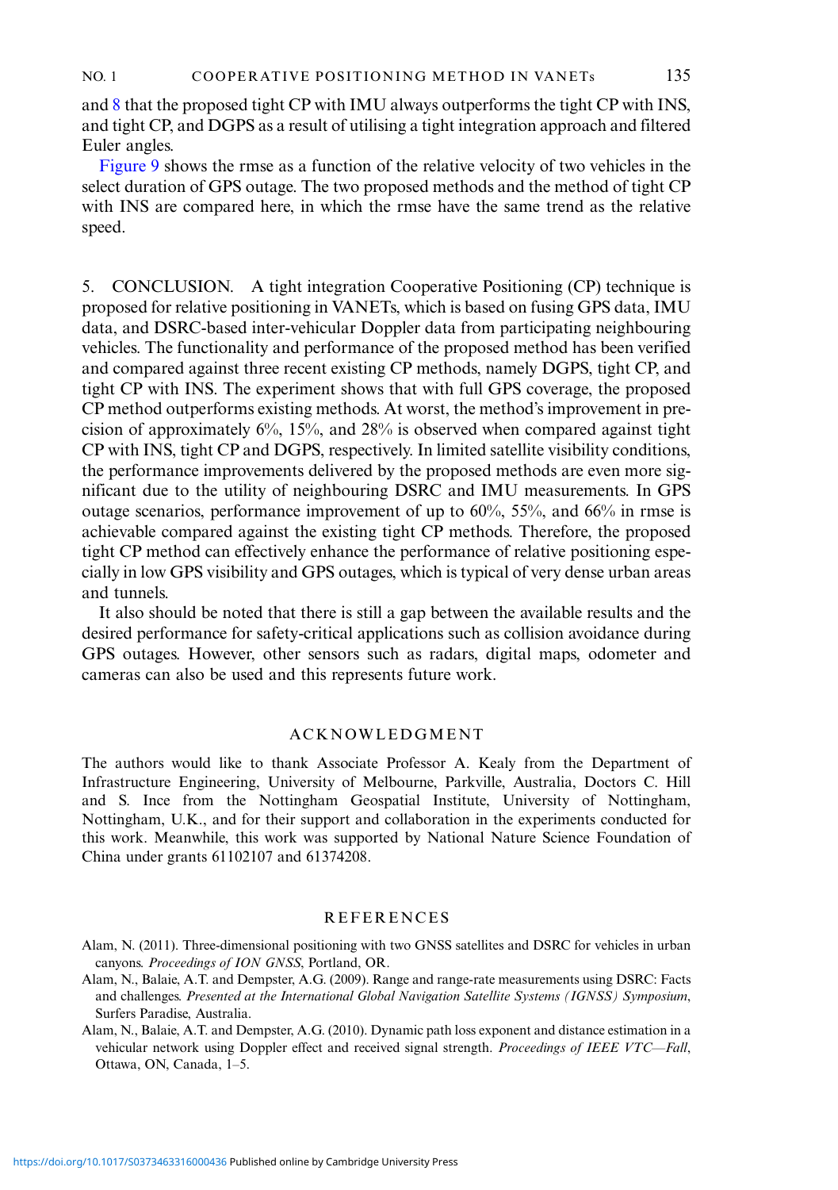and 8 that the proposed tight CP with IMU always outperforms the tight CP with INS, and tight CP, and DGPS as a result of utilising a tight integration approach and filtered Euler angles.

Figure 9 shows the rmse as a function of the relative velocity of two vehicles in the select duration of GPS outage. The two proposed methods and the method of tight CP with INS are compared here, in which the rmse have the same trend as the relative speed.

## 5. CONCLUSION.

A tight integration Cooperative Positioning (CP) technique is proposed for relative positioning in VANETs, which is based on fusing GPS data, IMU data, and DSRC-based inter-vehicular Doppler data from participating neighbouring vehicles. The functionality and performance of the proposed method has been verified and compared against three recent existing CP methods, namely DGPS, tight CP, and tight CP with INS. The experiment shows that with full GPS coverage, the proposed CP method outperforms existing methods. At worst, the method's improvement in precision of approximately 6%, 15%, and 28% is observed when compared against tight CP with INS, tight CP and DGPS, respectively. In limited satellite visibility conditions, the performance improvements delivered by the proposed methods are even more significant due to the utility of neighbouring DSRC and IMU measurements. In GPS outage scenarios, performance improvement of up to 60%, 55%, and 66% in rmse is achievable compared against the existing tight CP methods. Therefore, the proposed tight CP method can effectively enhance the performance of relative positioning especially in low GPS visibility and GPS outages, which is typical of very dense urban areas and tunnels.

It also should be noted that there is still a gap between the available results and the desired performance for safety-critical applications such as collision avoidance during GPS outages. However, other sensors such as radars, digital maps, odometer and cameras can also be used and this represents future work.

## ACKNOWLEDGMENT

The authors would like to thank Associate Professor A. Kealy from the Department of Infrastructure Engineering, University of Melbourne, Parkville, Australia, Doctors C. Hill and S. Ince from the Nottingham Geospatial Institute, University of Nottingham, Nottingham, U.K., and for their support and collaboration in the experiments conducted for this work. Meanwhile, this work was supported by National Nature Science Foundation of China under grants 61102107 and 61374208.

## REFERENCES

Alam, N. (2011). Three-dimensional positioning with two GNSS satellites and DSRC for vehicles in urban canyons. *Proceedings of ION GNSS*, Portland, OR.

Alam, N., Balaie, A.T. and Dempster, A.G. (2009). Range and range-rate measurements using DSRC: Facts and challenges. *Presented at the International Global Navigation Satellite Systems (IGNSS) Symposium*, Surfers Paradise, Australia.

Alam, N., Balaie, A.T. and Dempster, A.G. (2010). Dynamic path loss exponent and distance estimation in a vehicular network using Doppler effect and received signal strength. *Proceedings of IEEE VTC—Fall*, Ottawa, ON, Canada, 1–5.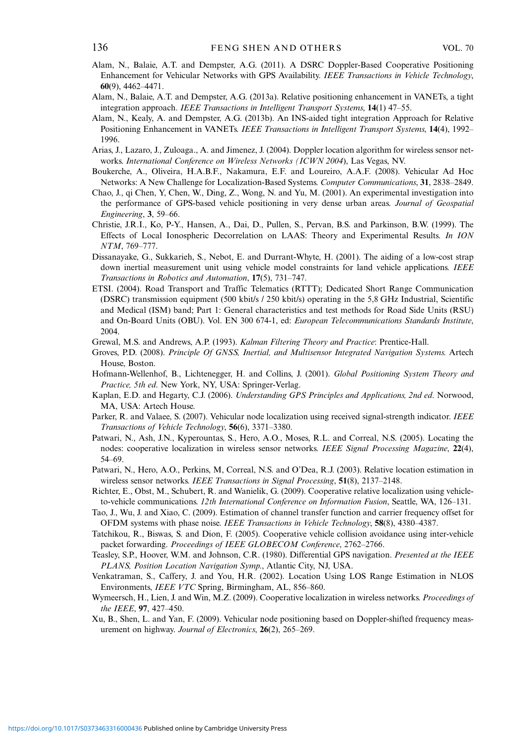Alam, N., Balaie, A.T. and Dempster, A.G. (2011). A DSRC Doppler-Based Cooperative Positioning Enhancement for Vehicular Networks with GPS Availability. *IEEE Transactions in Vehicle Technology*, **60**(9), 4462–4471.

Alam, N., Balaie, A.T. and Dempster, A.G. (2013a). Relative positioning enhancement in VANETs, a tight integration approach. *IEEE Transactions in Intelligent Transport Systems*, **14**(1) 47–55.

Alam, N., Kealy, A. and Dempster, A.G. (2013b). An INS-aided tight integration Approach for Relative Positioning Enhancement in VANETs. *IEEE Transactions in Intelligent Transport Systems*, **14**(4), 1992–1996.

Arias, J., Lazaro, J., Zuloaga., A. and Jimenez, J. (2004). Doppler location algorithm for wireless sensor networks. *International Conference on Wireless Networks (ICWN 2004)*, Las Vegas, NV.

Boukerche, A., Oliveira, H.A.B.F., Nakamura, E.F. and Loureiro, A.A.F. (2008). Vehicular Ad Hoc Networks: A New Challenge for Localization-Based Systems. *Computer Communications*, **31**, 2838–2849.

Chao, J., qi Chen, Y, Chen, W., Ding, Z., Wong, N. and Yu, M. (2001). An experimental investigation into the performance of GPS-based vehicle positioning in very dense urban areas. *Journal of Geospatial Engineering*, **3**, 59–66.

Christie, J.R.I., Ko, P-Y., Hansen, A., Dai, D., Pullen, S., Pervan, B.S. and Parkinson, B.W. (1999). The Effects of Local Ionospheric Decorrelation on LAAS: Theory and Experimental Results. *In ION NTM*, 769–777.

Dissanayake, G., Sukkarieh, S., Nebot, E. and Durrant-Whyte, H. (2001). The aiding of a low-cost strap down inertial measurement unit using vehicle model constraints for land vehicle applications. *IEEE Transactions in Robotics and Automation*, **17**(5), 731–747.

ETSI. (2004). Road Transport and Traffic Telematics (RTTT); Dedicated Short Range Communication (DSRC) transmission equipment (500 kbit/s / 250 kbit/s) operating in the 5,8 GHz Industrial, Scientific and Medical (ISM) band; Part 1: General characteristics and test methods for Road Side Units (RSU) and On-Board Units (OBU). Vol. EN 300 674-1, ed: *European Telecommunications Standards Institute*, 2004.

Grewal, M.S. and Andrews, A.P. (1993). *Kalman Filtering Theory and Practice*: Prentice-Hall.

Groves, P.D. (2008). *Principle Of GNSS, Inertial, and Multisensor Integrated Navigation Systems*. Artech House, Boston.

Hofmann-Wellenhof, B., Lichtenegger, H. and Collins, J. (2001). *Global Positioning System Theory and Practice, 5th ed*. New York, NY, USA: Springer-Verlag.

Kaplan, E.D. and Hegarty, C.J. (2006). *Understanding GPS Principles and Applications, 2nd ed*. Norwood, MA, USA: Artech House.

Parker, R. and Valaee, S. (2007). Vehicular node localization using received signal-strength indicator. *IEEE Transactions of Vehicle Technology*, **56**(6), 3371–3380.

Patwari, N., Ash, J.N., Kyperountas, S., Hero, A.O., Moses, R.L. and Correal, N.S. (2005). Locating the nodes: cooperative localization in wireless sensor networks. *IEEE Signal Processing Magazine*, **22**(4), 54–69.

Patwari, N., Hero, A.O., Perkins, M, Correal, N.S. and O'Dea, R.J. (2003). Relative location estimation in wireless sensor networks. *IEEE Transactions in Signal Processing*, **51**(8), 2137–2148.

Richter, E., Obst, M., Schubert, R. and Wanielik, G. (2009). Cooperative relative localization using vehicle-to-vehicle communications. *12th International Conference on Information Fusion*, Seattle, WA, 126–131.

Tao, J., Wu, J. and Xiao, C. (2009). Estimation of channel transfer function and carrier frequency offset for OFDM systems with phase noise. *IEEE Transactions in Vehicle Technology*, **58**(8), 4380–4387.

Tatchikou, R., Biswas, S. and Dion, F. (2005). Cooperative vehicle collision avoidance using inter-vehicle packet forwarding. *Proceedings of IEEE GLOBECOM Conference*, 2762–2766.

Teasley, S.P., Hoover, W.M. and Johnson, C.R. (1980). Differential GPS navigation. *Presented at the IEEE PLANS, Position Location Navigation Symp.*, Atlantic City, NJ, USA.

Venkatraman, S., Caffery, J. and You, H.R. (2002). Location Using LOS Range Estimation in NLOS Environments, *IEEE VTC* Spring, Birmingham, AL, 856–860.

Wymeersch, H., Lien, J. and Win, M.Z. (2009). Cooperative localization in wireless networks. *Proceedings of the IEEE*, **97**, 427–450.

Xu, B., Shen, L. and Yan, F. (2009). Vehicular node positioning based on Doppler-shifted frequency measurement on highway. *Journal of Electronics*, **26**(2), 265–269.